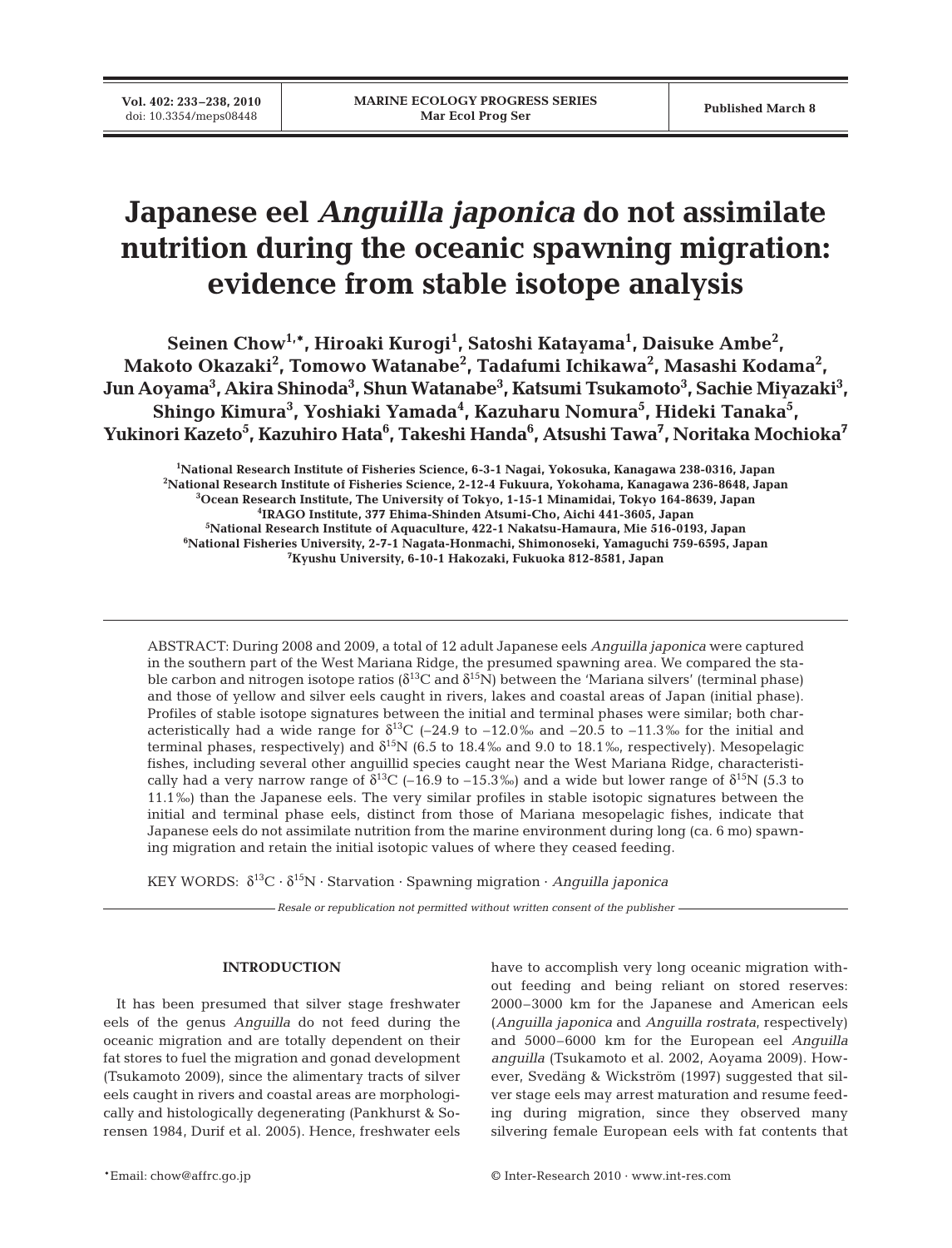# Japanese eel *Anguilla japonica* do not assimilate nutrition during the oceanic spawning migration: evidence from stable isotope analysis

**Seinen Chow[1,*], Hiroaki Kurogi[1], Satoshi Katayama[1], Daisuke Ambe[2], Makoto Okazaki[2], Tomowo Watanabe[2], Tadafumi Ichikawa[2], Masashi Kodama[2], Jun Aoyama[3], Akira Shinoda[3], Shun Watanabe[3], Katsumi Tsukamoto[3], Sachie Miyazaki[3], Shingo Kimura[3], Yoshiaki Yamada[4], Kazuharu Nomura[5], Hideki Tanaka[5], Yukinori Kazeto[5], Kazuhiro Hata[6], Takeshi Handa[6], Atsushi Tawa[7], Noritaka Mochioka[7]**

[1]National Research Institute of Fisheries Science, 6-3-1 Nagai, Yokosuka, Kanagawa 238-0316, Japan
[2]National Research Institute of Fisheries Science, 2-12-4 Fukuura, Yokohama, Kanagawa 236-8648, Japan
[3]Ocean Research Institute, The University of Tokyo, 1-15-1 Minamidai, Tokyo 164-8639, Japan
[4]IRAGO Institute, 377 Ehima-Shinden Atsumi-Cho, Aichi 441-3605, Japan
[5]National Research Institute of Aquaculture, 422-1 Nakatsu-Hamaura, Mie 516-0193, Japan
[6]National Fisheries University, 2-7-1 Nagata-Honmachi, Shimonoseki, Yamaguchi 759-6595, Japan
[7]Kyushu University, 6-10-1 Hakozaki, Fukuoka 812-8581, Japan

ABSTRACT: During 2008 and 2009, a total of 12 adult Japanese eels *Anguilla japonica* were captured in the southern part of the West Mariana Ridge, the presumed spawning area. We compared the stable carbon and nitrogen isotope ratios ($\delta^{13}C$ and $\delta^{15}N$) between the 'Mariana silvers' (terminal phase) and those of yellow and silver eels caught in rivers, lakes and coastal areas of Japan (initial phase). Profiles of stable isotope signatures between the initial and terminal phases were similar; both characteristically had a wide range for $\delta^{13}C$ (–24.9 to –12.0‰ and –20.5 to –11.3‰ for the initial and terminal phases, respectively) and $\delta^{15}N$ (6.5 to 18.4‰ and 9.0 to 18.1‰, respectively). Mesopelagic fishes, including several other anguillid species caught near the West Mariana Ridge, characteristically had a very narrow range of $\delta^{13}C$ (–16.9 to –15.3‰) and a wide but lower range of $\delta^{15}N$ (5.3 to 11.1‰) than the Japanese eels. The very similar profiles in stable isotopic signatures between the initial and terminal phase eels, distinct from those of Mariana mesopelagic fishes, indicate that Japanese eels do not assimilate nutrition from the marine environment during long (ca. 6 mo) spawning migration and retain the initial isotopic values of where they ceased feeding.

KEY WORDS: $\delta^{13}C$ · $\delta^{15}N$ · Starvation · Spawning migration · *Anguilla japonica*

*Resale or republication not permitted without written consent of the publisher*

## INTRODUCTION

It has been presumed that silver stage freshwater eels of the genus *Anguilla* do not feed during the oceanic migration and are totally dependent on their fat stores to fuel the migration and gonad development (Tsukamoto 2009), since the alimentary tracts of silver eels caught in rivers and coastal areas are morphologically and histologically degenerating (Pankhurst & Sorensen 1984, Durif et al. 2005). Hence, freshwater eels have to accomplish very long oceanic migration without feeding and being reliant on stored reserves: 2000–3000 km for the Japanese and American eels (*Anguilla japonica* and *Anguilla rostrata*, respectively) and 5000–6000 km for the European eel *Anguilla anguilla* (Tsukamoto et al. 2002, Aoyama 2009). However, Svedäng & Wickström (1997) suggested that silver stage eels may arrest maturation and resume feeding during migration, since they observed many silvering female European eels with fat contents that

*Email: chow@affrc.go.jp

© Inter-Research 2010 · www.int-res.com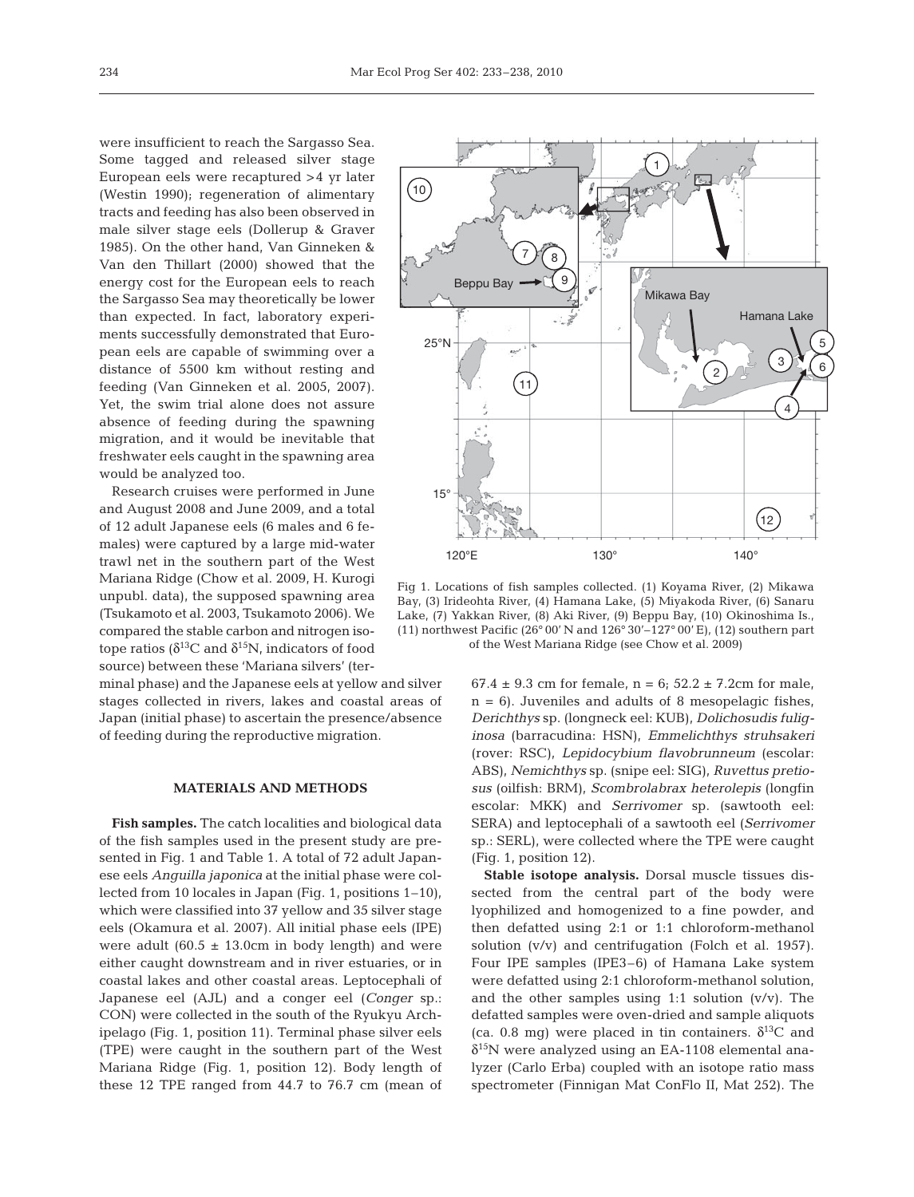were insufficient to reach the Sargasso Sea. Some tagged and released silver stage European eels were recaptured >4 yr later (Westin 1990); regeneration of alimentary tracts and feeding has also been observed in male silver stage eels (Dollerup & Graver 1985). On the other hand, Van Ginneken & Van den Thillart (2000) showed that the energy cost for the European eels to reach the Sargasso Sea may theoretically be lower than expected. In fact, laboratory experiments successfully demonstrated that European eels are capable of swimming over a distance of 5500 km without resting and feeding (Van Ginneken et al. 2005, 2007). Yet, the swim trial alone does not assure absence of feeding during the spawning migration, and it would be inevitable that freshwater eels caught in the spawning area would be analyzed too.

Research cruises were performed in June and August 2008 and June 2009, and a total of 12 adult Japanese eels (6 males and 6 females) were captured by a large mid-water trawl net in the southern part of the West Mariana Ridge (Chow et al. 2009, H. Kurogi unpubl. data), the supposed spawning area (Tsukamoto et al. 2003, Tsukamoto 2006). We compared the stable carbon and nitrogen isotope ratios ($\delta^{13}C$ and $\delta^{15}N$, indicators of food source) between these 'Mariana silvers' (terminal phase) and the Japanese eels at yellow and silver stages collected in rivers, lakes and coastal areas of Japan (initial phase) to ascertain the presence/absence of feeding during the reproductive migration.

Fig 1. Locations of fish samples collected. (1) Koyama River, (2) Mikawa Bay, (3) Irideohta River, (4) Hamana Lake, (5) Miyakoda River, (6) Sanaru Lake, (7) Yakkan River, (8) Aki River, (9) Beppu Bay, (10) Okinoshima Is., (11) northwest Pacific (26° 00' N and 126° 30'–127° 00' E), (12) southern part of the West Mariana Ridge (see Chow et al. 2009)

## MATERIALS AND METHODS

**Fish samples.** The catch localities and biological data of the fish samples used in the present study are presented in Fig. 1 and Table 1. A total of 72 adult Japanese eels *Anguilla japonica* at the initial phase were collected from 10 locales in Japan (Fig. 1, positions 1–10), which were classified into 37 yellow and 35 silver stage eels (Okamura et al. 2007). All initial phase eels (IPE) were adult (60.5 ± 13.0cm in body length) and were either caught downstream and in river estuaries, or in coastal lakes and other coastal areas. Leptocephali of Japanese eel (AJL) and a conger eel (*Conger* sp.: CON) were collected in the south of the Ryukyu Archipelago (Fig. 1, position 11). Terminal phase silver eels (TPE) were caught in the southern part of the West Mariana Ridge (Fig. 1, position 12). Body length of these 12 TPE ranged from 44.7 to 76.7 cm (mean of 67.4 ± 9.3 cm for female, n = 6; 52.2 ± 7.2cm for male, n = 6). Juveniles and adults of 8 mesopelagic fishes, *Derichthys* sp. (longneck eel: KUB), *Dolichosudis fuliginosa* (barracudina: HSN), *Emmelichthys struhsakeri* (rover: RSC), *Lepidocybium flavobrunneum* (escolar: ABS), *Nemichthys* sp. (snipe eel: SIG), *Ruvettus pretiosus* (oilfish: BRM), *Scombrolabrax heterolepis* (longfin escolar: MKK) and *Serrivomer* sp. (sawtooth eel: SERA) and leptocephali of a sawtooth eel (*Serrivomer* sp.: SERL), were collected where the TPE were caught (Fig. 1, position 12).

**Stable isotope analysis.** Dorsal muscle tissues dissected from the central part of the body were lyophilized and homogenized to a fine powder, and then defatted using 2:1 or 1:1 chloroform-methanol solution (v/v) and centrifugation (Folch et al. 1957). Four IPE samples (IPE3–6) of Hamana Lake system were defatted using 2:1 chloroform-methanol solution, and the other samples using 1:1 solution (v/v). The defatted samples were oven-dried and sample aliquots (ca. 0.8 mg) were placed in tin containers. $\delta^{13}C$ and $\delta^{15}N$ were analyzed using an EA-1108 elemental analyzer (Carlo Erba) coupled with an isotope ratio mass spectrometer (Finnigan Mat ConFlo II, Mat 252). The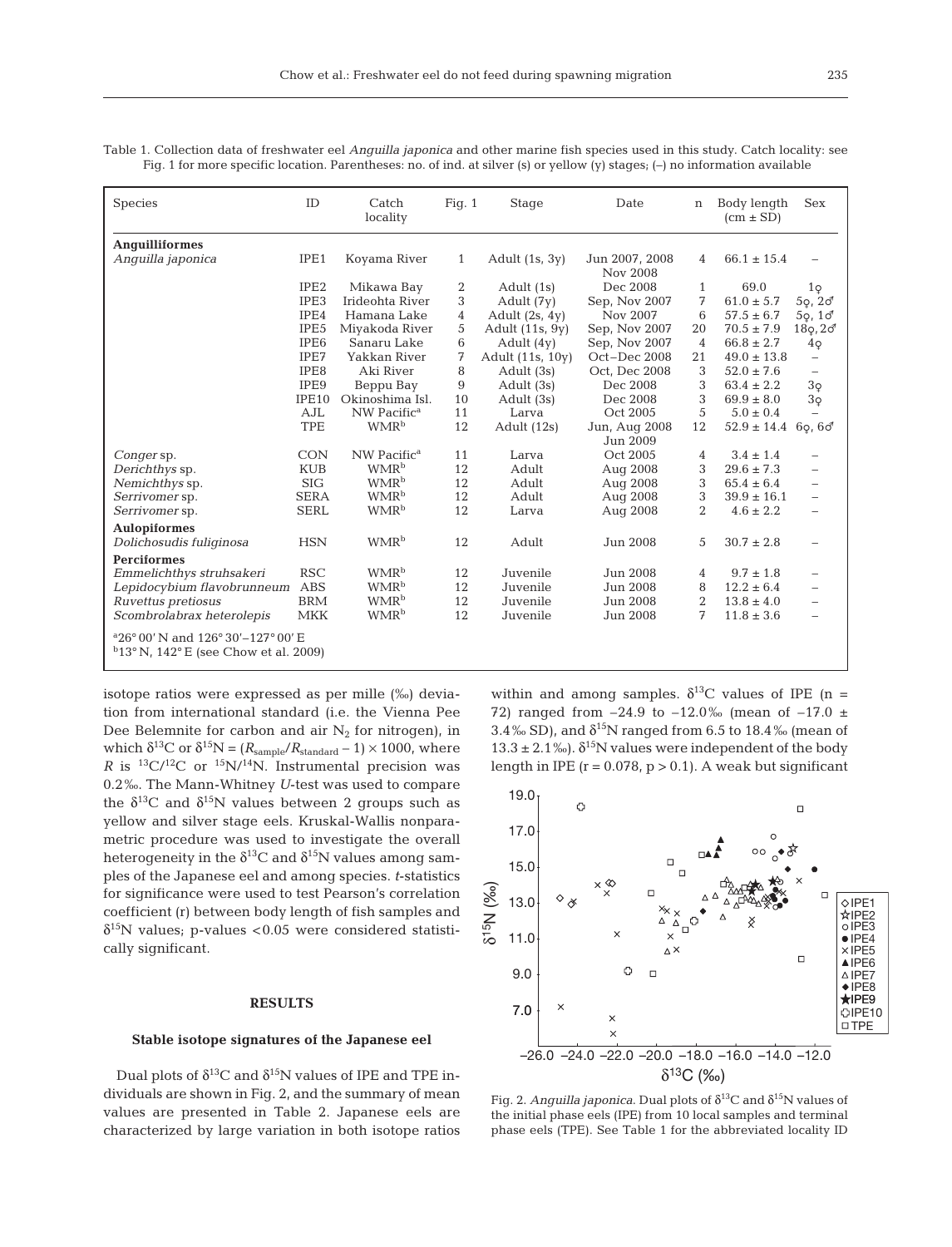Table 1. Collection data of freshwater eel *Anguilla japonica* and other marine fish species used in this study. Catch locality: see Fig. 1 for more specific location. Parentheses: no. of ind. at silver (s) or yellow (y) stages; (–) no information available

| Species | ID | Catch locality | Fig. 1 | Stage | Date | n | Body length (cm ± SD) | Sex |
|---|---|---|---|---|---|---|---|---|
| **Anguilliformes** | | | | | | | | |
| *Anguilla japonica* | IPE1 | Koyama River | 1 | Adult (1s, 3y) | Jun 2007, 2008 Nov 2008 | 4 | 66.1 ± 15.4 | – |
| | IPE2 | Mikawa Bay | 2 | Adult (1s) | Dec 2008 | 1 | 69.0 | 1♀ |
| | IPE3 | Irideohta River | 3 | Adult (7y) | Sep, Nov 2007 | 7 | 61.0 ± 5.7 | 5♀, 2♂ |
| | IPE4 | Hamana Lake | 4 | Adult (2s, 4y) | Nov 2007 | 6 | 57.5 ± 6.7 | 5♀, 1♂ |
| | IPE5 | Miyakoda River | 5 | Adult (11s, 9y) | Sep, Nov 2007 | 20 | 70.5 ± 7.9 | 18♀, 2♂ |
| | IPE6 | Sanaru Lake | 6 | Adult (4y) | Sep, Nov 2007 | 4 | 66.8 ± 2.7 | 4♀ |
| | IPE7 | Yakkan River | 7 | Adult (11s, 10y) | Oct–Dec 2008 | 21 | 49.0 ± 13.8 | – |
| | IPE8 | Aki River | 8 | Adult (3s) | Oct, Dec 2008 | 3 | 52.0 ± 7.6 | – |
| | IPE9 | Beppu Bay | 9 | Adult (3s) | Dec 2008 | 3 | 63.4 ± 2.2 | 3♀ |
| | IPE10 | Okinoshima Isl. | 10 | Adult (3s) | Dec 2008 | 3 | 69.9 ± 8.0 | 3♀ |
| | AJL | NW Pacific[a] | 11 | Larva | Oct 2005 | 5 | 5.0 ± 0.4 | – |
| | TPE | WMR[b] | 12 | Adult (12s) | Jun, Aug 2008 Jun 2009 | 12 | 52.9 ± 14.4 | 6♀, 6♂ |
| *Conger* sp. | CON | NW Pacific[a] | 11 | Larva | Oct 2005 | 4 | 3.4 ± 1.4 | – |
| *Derichthys* sp. | KUB | WMR[b] | 12 | Adult | Aug 2008 | 3 | 29.6 ± 7.3 | – |
| *Nemichthys* sp. | SIG | WMR[b] | 12 | Adult | Aug 2008 | 3 | 65.4 ± 6.4 | – |
| *Serrivomer* sp. | SERA | WMR[b] | 12 | Adult | Aug 2008 | 3 | 39.9 ± 16.1 | – |
| *Serrivomer* sp. | SERL | WMR[b] | 12 | Larva | Aug 2008 | 2 | 4.6 ± 2.2 | – |
| **Aulopiformes** | | | | | | | | |
| *Dolichosudis fuliginosa* | HSN | WMR[b] | 12 | Adult | Jun 2008 | 5 | 30.7 ± 2.8 | – |
| **Perciformes** | | | | | | | | |
| *Emmelichthys struhsakeri* | RSC | WMR[b] | 12 | Juvenile | Jun 2008 | 4 | 9.7 ± 1.8 | – |
| *Lepidocybium flavobrunneum* | ABS | WMR[b] | 12 | Juvenile | Jun 2008 | 8 | 12.2 ± 6.4 | – |
| *Ruvettus pretiosus* | BRM | WMR[b] | 12 | Juvenile | Jun 2008 | 2 | 13.8 ± 4.0 | – |
| *Scombrolabrax heterolepis* | MKK | WMR[b] | 12 | Juvenile | Jun 2008 | 7 | 11.8 ± 3.6 | – |

[a]26° 00' N and 126° 30'–127° 00' E
[b]13° N, 142° E (see Chow et al. 2009)

isotope ratios were expressed as per mille (‰) deviation from international standard (i.e. the Vienna Pee Dee Belemnite for carbon and air $N_2$ for nitrogen), in which $\delta^{13}C$ or $\delta^{15}N = (R_{sample}/R_{standard} - 1) \times 1000$, where $R$ is $^{13}C/^{12}C$ or $^{15}N/^{14}N$. Instrumental precision was 0.2‰. The Mann-Whitney *U*-test was used to compare the $\delta^{13}C$ and $\delta^{15}N$ values between 2 groups such as yellow and silver stage eels. Kruskal-Wallis nonparametric procedure was used to investigate the overall heterogeneity in the $\delta^{13}C$ and $\delta^{15}N$ values among samples of the Japanese eel and among species. *t*-statistics for significance were used to test Pearson's correlation coefficient (r) between body length of fish samples and $\delta^{15}N$ values; p-values <0.05 were considered statistically significant.

## RESULTS

### Stable isotope signatures of the Japanese eel

Dual plots of $\delta^{13}C$ and $\delta^{15}N$ values of IPE and TPE individuals are shown in Fig. 2, and the summary of mean values are presented in Table 2. Japanese eels are characterized by large variation in both isotope ratios within and among samples. $\delta^{13}C$ values of IPE (n = 72) ranged from −24.9 to −12.0‰ (mean of −17.0 ± 3.4‰ SD), and $\delta^{15}N$ ranged from 6.5 to 18.4‰ (mean of 13.3 ± 2.1‰). $\delta^{15}N$ values were independent of the body length in IPE (r = 0.078, p > 0.1). A weak but significant

Fig. 2. *Anguilla japonica*. Dual plots of $\delta^{13}C$ and $\delta^{15}N$ values of the initial phase eels (IPE) from 10 local samples and terminal phase eels (TPE). See Table 1 for the abbreviated locality ID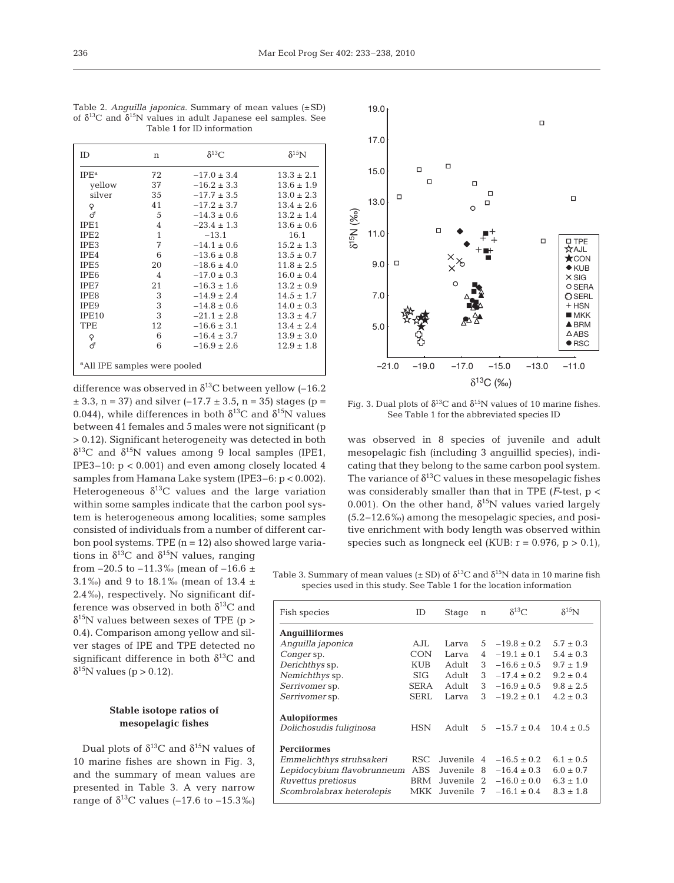Table 2. *Anguilla japonica*. Summary of mean values (±SD) of $\delta^{13}C$ and $\delta^{15}N$ values in adult Japanese eel samples. See Table 1 for ID information

| ID | n | $\delta^{13}C$ | $\delta^{15}N$ |
|---|---|---|---|
| IPE[a] | 72 | −17.0 ± 3.4 | 13.3 ± 2.1 |
| yellow | 37 | −16.2 ± 3.3 | 13.6 ± 1.9 |
| silver | 35 | −17.7 ± 3.5 | 13.0 ± 2.3 |
| ♀ | 41 | −17.2 ± 3.7 | 13.4 ± 2.6 |
| ♂ | 5 | −14.3 ± 0.6 | 13.2 ± 1.4 |
| IPE1 | 4 | −23.4 ± 1.3 | 13.6 ± 0.6 |
| IPE2 | 1 | −13.1 | 16.1 |
| IPE3 | 7 | −14.1 ± 0.6 | 15.2 ± 1.3 |
| IPE4 | 6 | −13.6 ± 0.8 | 13.5 ± 0.7 |
| IPE5 | 20 | −18.6 ± 4.0 | 11.8 ± 2.5 |
| IPE6 | 4 | −17.0 ± 0.3 | 16.0 ± 0.4 |
| IPE7 | 21 | −16.3 ± 1.6 | 13.2 ± 0.9 |
| IPE8 | 3 | −14.9 ± 2.4 | 14.5 ± 1.7 |
| IPE9 | 3 | −14.8 ± 0.6 | 14.0 ± 0.3 |
| IPE10 | 3 | −21.1 ± 2.8 | 13.3 ± 4.7 |
| TPE | 12 | −16.6 ± 3.1 | 13.4 ± 2.4 |
| ♀ | 6 | −16.4 ± 3.7 | 13.9 ± 3.0 |
| ♂ | 6 | −16.9 ± 2.6 | 12.9 ± 1.8 |

[a]All IPE samples were pooled

difference was observed in $\delta^{13}C$ between yellow (−16.2 ± 3.3, n = 37) and silver (−17.7 ± 3.5, n = 35) stages ($p = 0.044$), while differences in both $\delta^{13}C$ and $\delta^{15}N$ values between 41 females and 5 males were not significant ($p > 0.12$). Significant heterogeneity was detected in both $\delta^{13}C$ and $\delta^{15}N$ values among 9 local samples (IPE1, IPE3–10: $p < 0.001$) and even among closely located 4 samples from Hamana Lake system (IPE3–6: $p < 0.002$). Heterogeneous $\delta^{13}C$ values and the large variation within some samples indicate that the carbon pool system is heterogeneous among localities; some samples consisted of individuals from a number of different carbon pool systems. TPE (n = 12) also showed large variations in $\delta^{13}C$ and $\delta^{15}N$ values, ranging from −20.5 to −11.3‰ (mean of −16.6 ± 3.1‰) and 9 to 18.1‰ (mean of 13.4 ± 2.4‰), respectively. No significant difference was observed in both $\delta^{13}C$ and $\delta^{15}N$ values between sexes of TPE ($p > 0.4$). Comparison among yellow and silver stages of IPE and TPE detected no significant difference in both $\delta^{13}C$ and $\delta^{15}N$ values ($p > 0.12$).

### Stable isotope ratios of mesopelagic fishes

Dual plots of $\delta^{13}C$ and $\delta^{15}N$ values of 10 marine fishes are shown in Fig. 3, and the summary of mean values are presented in Table 3. A very narrow range of $\delta^{13}C$ values (−17.6 to −15.3‰) was observed in 8 species of juvenile and adult mesopelagic fish (including 3 anguillid species), indicating that they belong to the same carbon pool system. The variance of $\delta^{13}C$ values in these mesopelagic fishes was considerably smaller than that in TPE (*F*-test, $p < 0.001$). On the other hand, $\delta^{15}N$ values varied largely (5.2–12.6‰) among the mesopelagic species, and positive enrichment with body length was observed within species such as longneck eel (KUB: $r = 0.976$, $p > 0.1$),

Fig. 3. Dual plots of $\delta^{13}C$ and $\delta^{15}N$ values of 10 marine fishes. See Table 1 for the abbreviated species ID

Table 3. Summary of mean values (± SD) of $\delta^{13}C$ and $\delta^{15}N$ data in 10 marine fish species used in this study. See Table 1 for the location information

| Fish species | ID | Stage | n | $\delta^{13}C$ | $\delta^{15}N$ |
|---|---|---|---|---|---|
| **Anguilliformes** | | | | | |
| *Anguilla japonica* | AJL | Larva | 5 | −19.8 ± 0.2 | 5.7 ± 0.3 |
| *Conger* sp. | CON | Larva | 4 | −19.1 ± 0.1 | 5.4 ± 0.3 |
| *Derichthys* sp. | KUB | Adult | 3 | −16.6 ± 0.5 | 9.7 ± 1.9 |
| *Nemichthys* sp. | SIG | Adult | 3 | −17.4 ± 0.2 | 9.2 ± 0.4 |
| *Serrivomer* sp. | SERA | Adult | 3 | −16.9 ± 0.5 | 9.8 ± 2.5 |
| *Serrivomer* sp. | SERL | Larva | 3 | −19.2 ± 0.1 | 4.2 ± 0.3 |
| **Aulopiformes** | | | | | |
| *Dolichosudis fuliginosa* | HSN | Adult | 5 | −15.7 ± 0.4 | 10.4 ± 0.5 |
| **Perciformes** | | | | | |
| *Emmelichthys struhsakeri* | RSC | Juvenile | 4 | −16.5 ± 0.2 | 6.1 ± 0.5 |
| *Lepidocybium flavobrunneum* | ABS | Juvenile | 8 | −16.4 ± 0.3 | 6.0 ± 0.7 |
| *Ruvettus pretiosus* | BRM | Juvenile | 2 | −16.0 ± 0.0 | 6.3 ± 1.0 |
| *Scombrolabrax heterolepis* | MKK | Juvenile | 7 | −16.1 ± 0.4 | 8.3 ± 1.8 |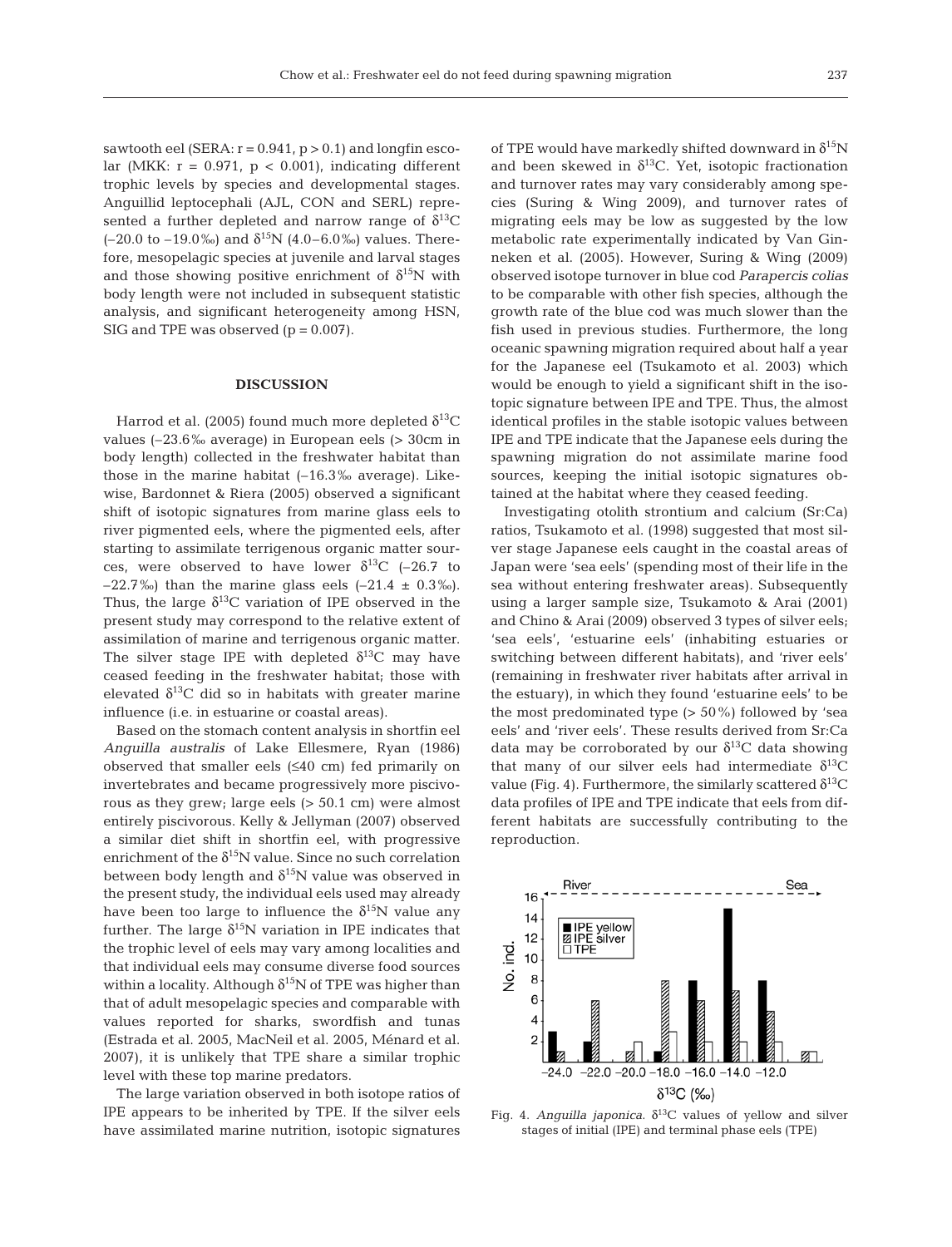sawtooth eel (SERA: $r = 0.941$, $p > 0.1$) and longfin escolar (MKK: $r = 0.971$, $p < 0.001$), indicating different trophic levels by species and developmental stages. Anguillid leptocephali (AJL, CON and SERL) represented a further depleted and narrow range of $\delta^{13}C$ (–20.0 to –19.0‰) and $\delta^{15}N$ (4.0–6.0‰) values. Therefore, mesopelagic species at juvenile and larval stages and those showing positive enrichment of $\delta^{15}N$ with body length were not included in subsequent statistic analysis, and significant heterogeneity among HSN, SIG and TPE was observed ($p = 0.007$).

## DISCUSSION

Harrod et al. (2005) found much more depleted $\delta^{13}C$ values (–23.6‰ average) in European eels (> 30cm in body length) collected in the freshwater habitat than those in the marine habitat (–16.3‰ average). Likewise, Bardonnet & Riera (2005) observed a significant shift of isotopic signatures from marine glass eels to river pigmented eels, where the pigmented eels, after starting to assimilate terrigenous organic matter sources, were observed to have lower $\delta^{13}C$ (–26.7 to –22.7‰) than the marine glass eels (–21.4 ± 0.3‰). Thus, the large $\delta^{13}C$ variation of IPE observed in the present study may correspond to the relative extent of assimilation of marine and terrigenous organic matter. The silver stage IPE with depleted $\delta^{13}C$ may have ceased feeding in the freshwater habitat; those with elevated $\delta^{13}C$ did so in habitats with greater marine influence (i.e. in estuarine or coastal areas).

Based on the stomach content analysis in shortfin eel *Anguilla australis* of Lake Ellesmere, Ryan (1986) observed that smaller eels (≤40 cm) fed primarily on invertebrates and became progressively more piscivorous as they grew; large eels (> 50.1 cm) were almost entirely piscivorous. Kelly & Jellyman (2007) observed a similar diet shift in shortfin eel, with progressive enrichment of the $\delta^{15}N$ value. Since no such correlation between body length and $\delta^{15}N$ value was observed in the present study, the individual eels used may already have been too large to influence the $\delta^{15}N$ value any further. The large $\delta^{15}N$ variation in IPE indicates that the trophic level of eels may vary among localities and that individual eels may consume diverse food sources within a locality. Although $\delta^{15}N$ of TPE was higher than that of adult mesopelagic species and comparable with values reported for sharks, swordfish and tunas (Estrada et al. 2005, MacNeil et al. 2005, Ménard et al. 2007), it is unlikely that TPE share a similar trophic level with these top marine predators.

The large variation observed in both isotope ratios of IPE appears to be inherited by TPE. If the silver eels have assimilated marine nutrition, isotopic signatures of TPE would have markedly shifted downward in $\delta^{15}N$ and been skewed in $\delta^{13}C$. Yet, isotopic fractionation and turnover rates may vary considerably among species (Suring & Wing 2009), and turnover rates of migrating eels may be low as suggested by the low metabolic rate experimentally indicated by Van Ginneken et al. (2005). However, Suring & Wing (2009) observed isotope turnover in blue cod *Parapercis colias* to be comparable with other fish species, although the growth rate of the blue cod was much slower than the fish used in previous studies. Furthermore, the long oceanic spawning migration required about half a year for the Japanese eel (Tsukamoto et al. 2003) which would be enough to yield a significant shift in the isotopic signature between IPE and TPE. Thus, the almost identical profiles in the stable isotopic values between IPE and TPE indicate that the Japanese eels during the spawning migration do not assimilate marine food sources, keeping the initial isotopic signatures obtained at the habitat where they ceased feeding.

Investigating otolith strontium and calcium (Sr:Ca) ratios, Tsukamoto et al. (1998) suggested that most silver stage Japanese eels caught in the coastal areas of Japan were 'sea eels' (spending most of their life in the sea without entering freshwater areas). Subsequently using a larger sample size, Tsukamoto & Arai (2001) and Chino & Arai (2009) observed 3 types of silver eels; 'sea eels', 'estuarine eels' (inhabiting estuaries or switching between different habitats), and 'river eels' (remaining in freshwater river habitats after arrival in the estuary), in which they found 'estuarine eels' to be the most predominated type (> 50%) followed by 'sea eels' and 'river eels'. These results derived from Sr:Ca data may be corroborated by our $\delta^{13}C$ data showing that many of our silver eels had intermediate $\delta^{13}C$ value (Fig. 4). Furthermore, the similarly scattered $\delta^{13}C$ data profiles of IPE and TPE indicate that eels from different habitats are successfully contributing to the reproduction.

Fig. 4. *Anguilla japonica*. $\delta^{13}C$ values of yellow and silver stages of initial (IPE) and terminal phase eels (TPE)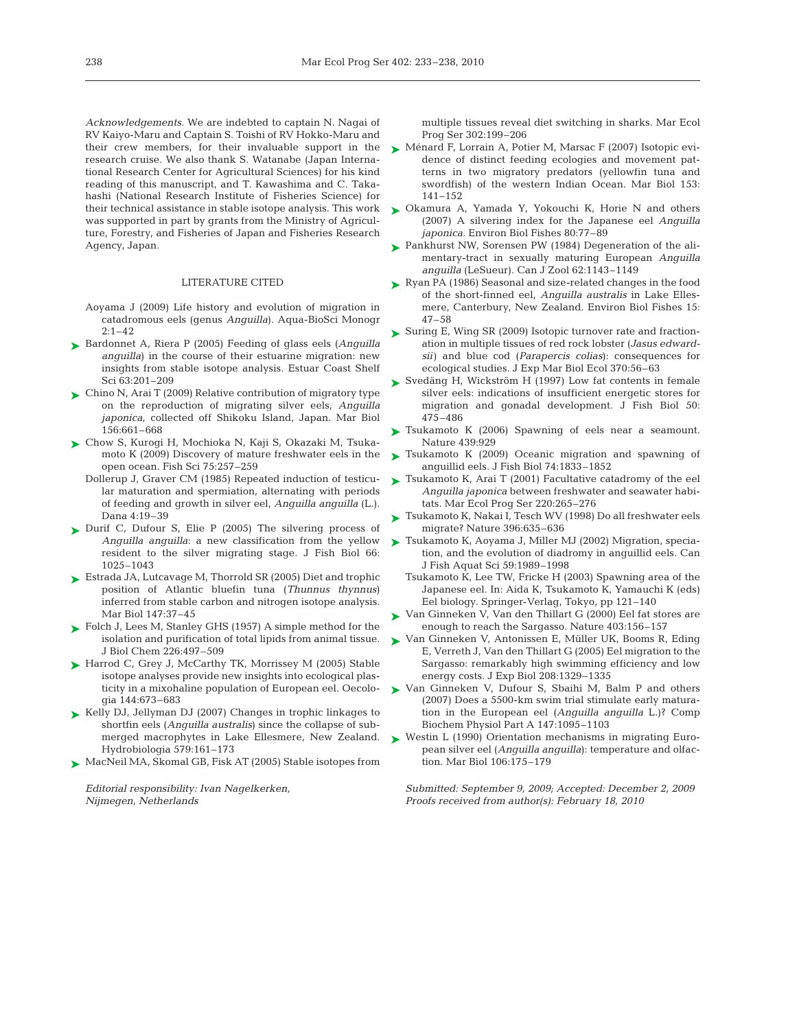*Acknowledgements.* We are indebted to captain N. Nagai of RV Kaiyo-Maru and Captain S. Toishi of RV Hokko-Maru and their crew members, for their invaluable support in the research cruise. We also thank S. Watanabe (Japan International Research Center for Agricultural Sciences) for his kind reading of this manuscript, and T. Kawashima and C. Takahashi (National Research Institute of Fisheries Science) for their technical assistance in stable isotope analysis. This work was supported in part by grants from the Ministry of Agriculture, Forestry, and Fisheries of Japan and Fisheries Research Agency, Japan.

## LITERATURE CITED

Aoyama J (2009) Life history and evolution of migration in catadromous eels (genus *Anguilla*). Aqua-BioSci Monogr 2:1–42

Bardonnet A, Riera P (2005) Feeding of glass eels (*Anguilla anguilla*) in the course of their estuarine migration: new insights from stable isotope analysis. Estuar Coast Shelf Sci 63:201–209

Chino N, Arai T (2009) Relative contribution of migratory type on the reproduction of migrating silver eels, *Anguilla japonica*, collected off Shikoku Island, Japan. Mar Biol 156:661–668

Chow S, Kurogi H, Mochioka N, Kaji S, Okazaki M, Tsukamoto K (2009) Discovery of mature freshwater eels in the open ocean. Fish Sci 75:257–259

Dollerup J, Graver CM (1985) Repeated induction of testicular maturation and spermiation, alternating with periods of feeding and growth in silver eel, *Anguilla anguilla* (L.). Dana 4:19–39

Durif C, Dufour S, Elie P (2005) The silvering process of *Anguilla anguilla*: a new classification from the yellow resident to the silver migrating stage. J Fish Biol 66: 1025–1043

Estrada JA, Lutcavage M, Thorrold SR (2005) Diet and trophic position of Atlantic bluefin tuna (*Thunnus thynnus*) inferred from stable carbon and nitrogen isotope analysis. Mar Biol 147:37–45

Folch J, Lees M, Stanley GHS (1957) A simple method for the isolation and purification of total lipids from animal tissue. J Biol Chem 226:497–509

Harrod C, Grey J, McCarthy TK, Morrissey M (2005) Stable isotope analyses provide new insights into ecological plasticity in a mixohaline population of European eel. Oecologia 144:673–683

Kelly DJ, Jellyman DJ (2007) Changes in trophic linkages to shortfin eels (*Anguilla australis*) since the collapse of submerged macrophytes in Lake Ellesmere, New Zealand. Hydrobiologia 579:161–173

MacNeil MA, Skomal GB, Fisk AT (2005) Stable isotopes from multiple tissues reveal diet switching in sharks. Mar Ecol Prog Ser 302:199–206

Ménard F, Lorrain A, Potier M, Marsac F (2007) Isotopic evidence of distinct feeding ecologies and movement patterns in two migratory predators (yellowfin tuna and swordfish) of the western Indian Ocean. Mar Biol 153: 141–152

Okamura A, Yamada Y, Yokouchi K, Horie N and others (2007) A silvering index for the Japanese eel *Anguilla japonica.* Environ Biol Fishes 80:77–89

Pankhurst NW, Sorensen PW (1984) Degeneration of the alimentary-tract in sexually maturing European *Anguilla anguilla* (LeSueur). Can J Zool 62:1143–1149

Ryan PA (1986) Seasonal and size-related changes in the food of the short-finned eel, *Anguilla australis* in Lake Ellesmere, Canterbury, New Zealand. Environ Biol Fishes 15: 47–58

Suring E, Wing SR (2009) Isotopic turnover rate and fractionation in multiple tissues of red rock lobster (*Jasus edwardsii*) and blue cod (*Parapercis colias*): consequences for ecological studies. J Exp Mar Biol Ecol 370:56–63

Svedäng H, Wickström H (1997) Low fat contents in female silver eels: indications of insufficient energetic stores for migration and gonadal development. J Fish Biol 50: 475–486

Tsukamoto K (2006) Spawning of eels near a seamount. Nature 439:929

Tsukamoto K (2009) Oceanic migration and spawning of anguillid eels. J Fish Biol 74:1833–1852

Tsukamoto K, Arai T (2001) Facultative catadromy of the eel *Anguilla japonica* between freshwater and seawater habitats. Mar Ecol Prog Ser 220:265–276

Tsukamoto K, Nakai I, Tesch WV (1998) Do all freshwater eels migrate? Nature 396:635–636

Tsukamoto K, Aoyama J, Miller MJ (2002) Migration, speciation, and the evolution of diadromy in anguillid eels. Can J Fish Aquat Sci 59:1989–1998

Tsukamoto K, Lee TW, Fricke H (2003) Spawning area of the Japanese eel. In: Aida K, Tsukamoto K, Yamauchi K (eds) Eel biology. Springer-Verlag, Tokyo, pp 121–140

Van Ginneken V, Van den Thillart G (2000) Eel fat stores are enough to reach the Sargasso. Nature 403:156–157

Van Ginneken V, Antonissen E, Müller UK, Booms R, Eding E, Verreth J, Van den Thillart G (2005) Eel migration to the Sargasso: remarkably high swimming efficiency and low energy costs. J Exp Biol 208:1329–1335

Van Ginneken V, Dufour S, Sbaihi M, Balm P and others (2007) Does a 5500-km swim trial stimulate early maturation in the European eel (*Anguilla anguilla* L.)? Comp Biochem Physiol Part A 147:1095–1103

Westin L (1990) Orientation mechanisms in migrating European silver eel (*Anguilla anguilla*): temperature and olfaction. Mar Biol 106:175–179

*Editorial responsibility: Ivan Nagelkerken, Nijmegen, Netherlands*

*Submitted: September 9, 2009; Accepted: December 2, 2009*
*Proofs received from author(s): February 18, 2010*